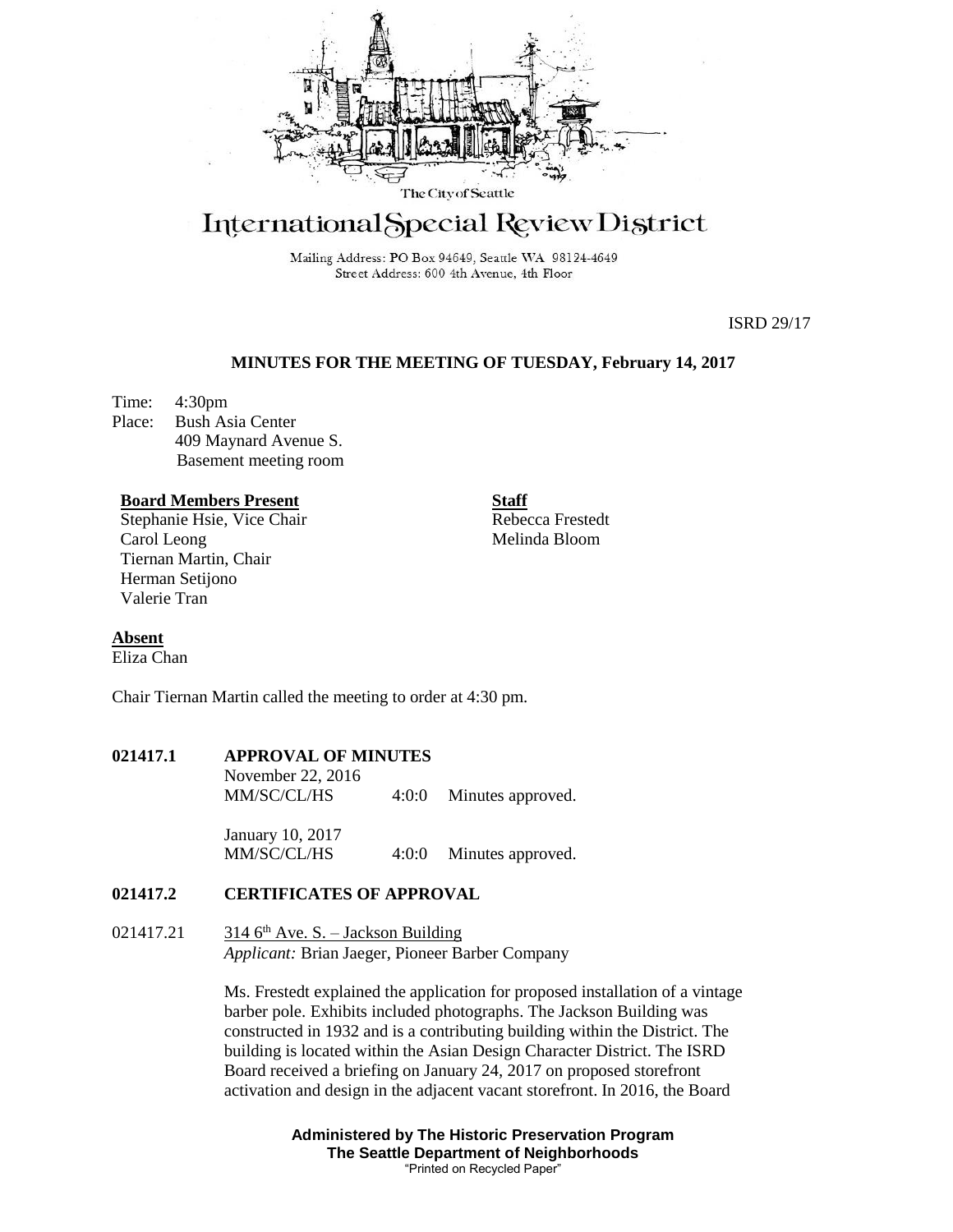The City of Seattle

# International Special Review District

Mailing Address: PO Box 94649, Seattle WA 98124-4649
Street Address: 600 4th Avenue, 4th Floor

ISRD 29/17

## MINUTES FOR THE MEETING OF TUESDAY, February 14, 2017

Time: 4:30pm
Place: Bush Asia Center
409 Maynard Avenue S.
Basement meeting room

**Board Members Present**
Stephanie Hsie, Vice Chair
Carol Leong
Tiernan Martin, Chair
Herman Setijono
Valerie Tran

**Staff**
Rebecca Frestedt
Melinda Bloom

**Absent**
Eliza Chan

Chair Tiernan Martin called the meeting to order at 4:30 pm.

**021417.1 APPROVAL OF MINUTES**

November 22, 2016
MM/SC/CL/HS 4:0:0 Minutes approved.

January 10, 2017
MM/SC/CL/HS 4:0:0 Minutes approved.

**021417.2 CERTIFICATES OF APPROVAL**

021417.21 314 6th Ave. S. – Jackson Building
*Applicant:* Brian Jaeger, Pioneer Barber Company

Ms. Frestedt explained the application for proposed installation of a vintage barber pole. Exhibits included photographs. The Jackson Building was constructed in 1932 and is a contributing building within the District. The building is located within the Asian Design Character District. The ISRD Board received a briefing on January 24, 2017 on proposed storefront activation and design in the adjacent vacant storefront. In 2016, the Board

**Administered by The Historic Preservation Program**
**The Seattle Department of Neighborhoods**
"Printed on Recycled Paper"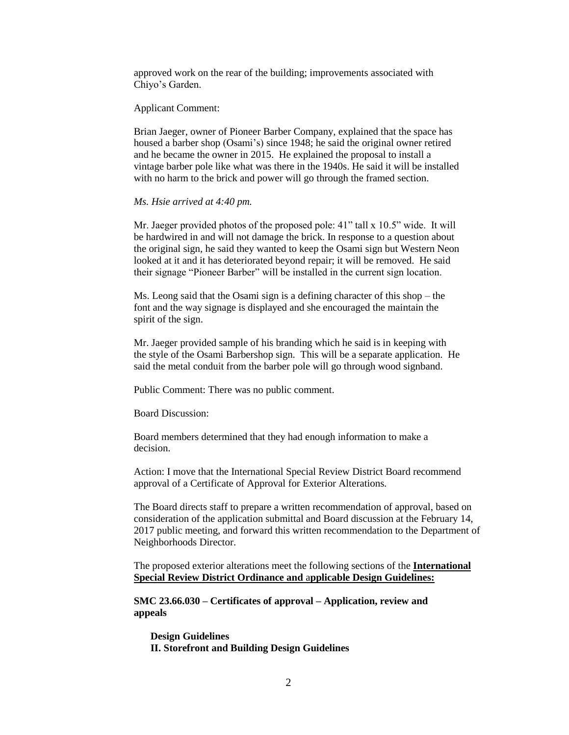approved work on the rear of the building; improvements associated with Chiyo's Garden.

Applicant Comment:

Brian Jaeger, owner of Pioneer Barber Company, explained that the space has housed a barber shop (Osami's) since 1948; he said the original owner retired and he became the owner in 2015. He explained the proposal to install a vintage barber pole like what was there in the 1940s. He said it will be installed with no harm to the brick and power will go through the framed section.

*Ms. Hsie arrived at 4:40 pm.*

Mr. Jaeger provided photos of the proposed pole: 41" tall x 10.5" wide. It will be hardwired in and will not damage the brick. In response to a question about the original sign, he said they wanted to keep the Osami sign but Western Neon looked at it and it has deteriorated beyond repair; it will be removed. He said their signage "Pioneer Barber" will be installed in the current sign location.

Ms. Leong said that the Osami sign is a defining character of this shop – the font and the way signage is displayed and she encouraged the maintain the spirit of the sign.

Mr. Jaeger provided sample of his branding which he said is in keeping with the style of the Osami Barbershop sign. This will be a separate application. He said the metal conduit from the barber pole will go through wood signband.

Public Comment: There was no public comment.

Board Discussion:

Board members determined that they had enough information to make a decision.

Action: I move that the International Special Review District Board recommend approval of a Certificate of Approval for Exterior Alterations.

The Board directs staff to prepare a written recommendation of approval, based on consideration of the application submittal and Board discussion at the February 14, 2017 public meeting, and forward this written recommendation to the Department of Neighborhoods Director.

The proposed exterior alterations meet the following sections of the **International Special Review District Ordinance and applicable Design Guidelines:**

**SMC 23.66.030 – Certificates of approval – Application, review and appeals**

**Design Guidelines**
**II. Storefront and Building Design Guidelines**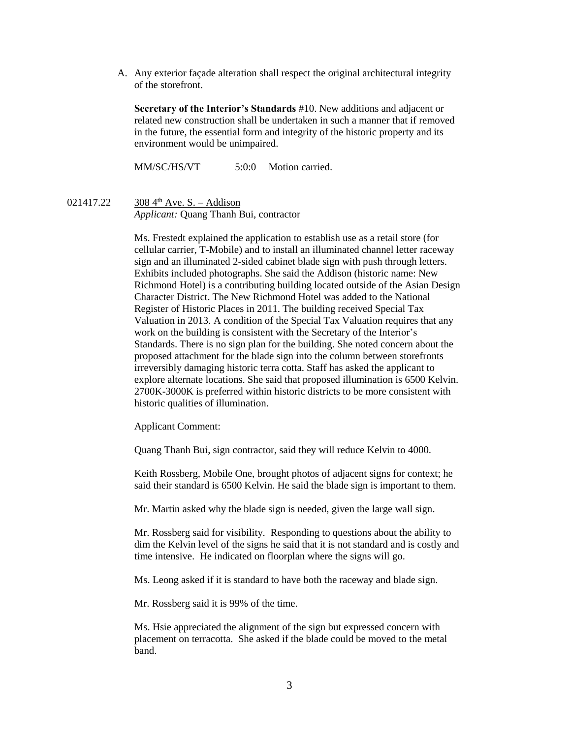A. Any exterior façade alteration shall respect the original architectural integrity of the storefront.

**Secretary of the Interior's Standards** #10. New additions and adjacent or related new construction shall be undertaken in such a manner that if removed in the future, the essential form and integrity of the historic property and its environment would be unimpaired.

MM/SC/HS/VT 5:0:0 Motion carried.

021417.22 308 4th Ave. S. – Addison
*Applicant:* Quang Thanh Bui, contractor

Ms. Frestedt explained the application to establish use as a retail store (for cellular carrier, T-Mobile) and to install an illuminated channel letter raceway sign and an illuminated 2-sided cabinet blade sign with push through letters. Exhibits included photographs. She said the Addison (historic name: New Richmond Hotel) is a contributing building located outside of the Asian Design Character District. The New Richmond Hotel was added to the National Register of Historic Places in 2011. The building received Special Tax Valuation in 2013. A condition of the Special Tax Valuation requires that any work on the building is consistent with the Secretary of the Interior's Standards. There is no sign plan for the building. She noted concern about the proposed attachment for the blade sign into the column between storefronts irreversibly damaging historic terra cotta. Staff has asked the applicant to explore alternate locations. She said that proposed illumination is 6500 Kelvin. 2700K-3000K is preferred within historic districts to be more consistent with historic qualities of illumination.

Applicant Comment:

Quang Thanh Bui, sign contractor, said they will reduce Kelvin to 4000.

Keith Rossberg, Mobile One, brought photos of adjacent signs for context; he said their standard is 6500 Kelvin. He said the blade sign is important to them.

Mr. Martin asked why the blade sign is needed, given the large wall sign.

Mr. Rossberg said for visibility. Responding to questions about the ability to dim the Kelvin level of the signs he said that it is not standard and is costly and time intensive. He indicated on floorplan where the signs will go.

Ms. Leong asked if it is standard to have both the raceway and blade sign.

Mr. Rossberg said it is 99% of the time.

Ms. Hsie appreciated the alignment of the sign but expressed concern with placement on terracotta. She asked if the blade could be moved to the metal band.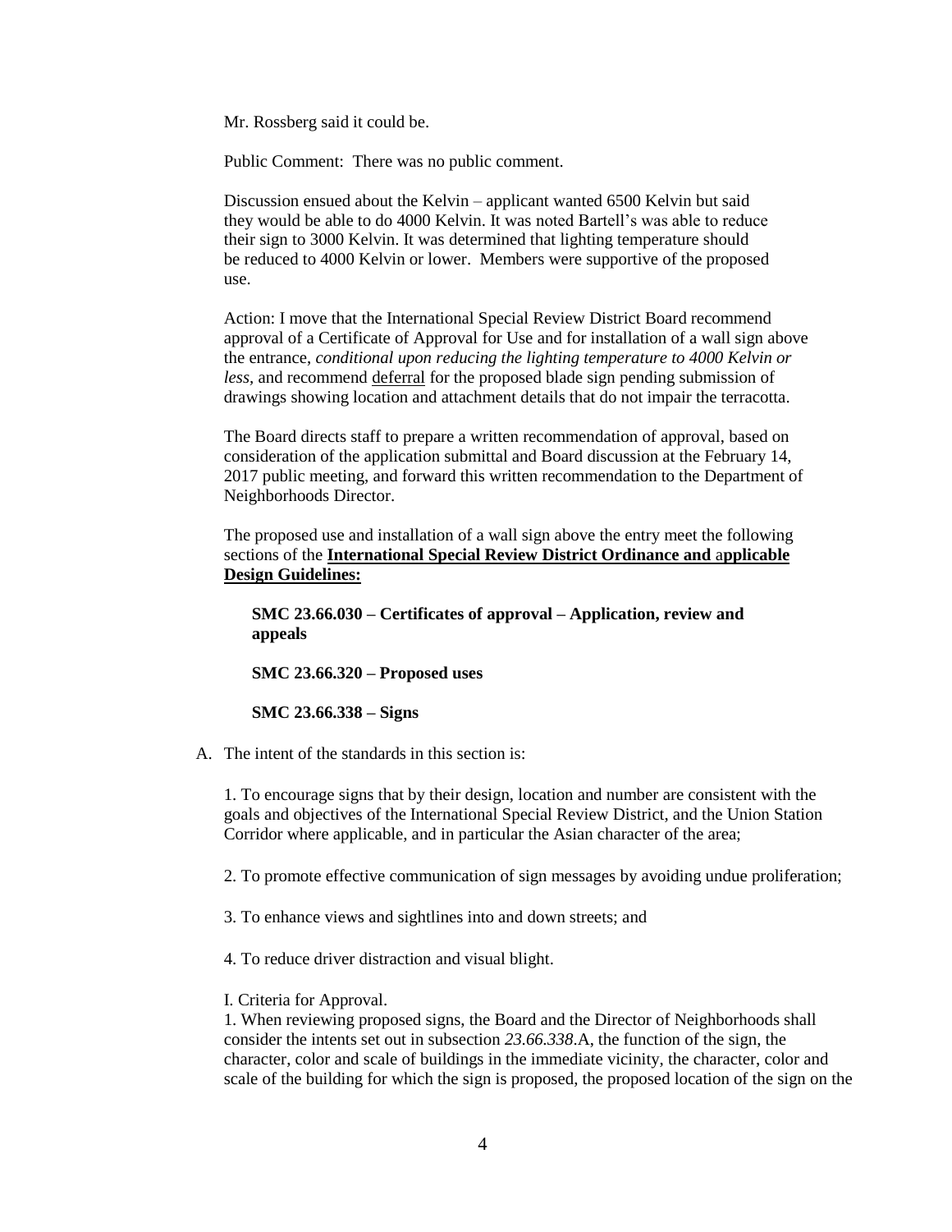Mr. Rossberg said it could be.

Public Comment: There was no public comment.

Discussion ensued about the Kelvin – applicant wanted 6500 Kelvin but said they would be able to do 4000 Kelvin. It was noted Bartell's was able to reduce their sign to 3000 Kelvin. It was determined that lighting temperature should be reduced to 4000 Kelvin or lower. Members were supportive of the proposed use.

Action: I move that the International Special Review District Board recommend approval of a Certificate of Approval for Use and for installation of a wall sign above the entrance, *conditional upon reducing the lighting temperature to 4000 Kelvin or less*, and recommend <u>deferral</u> for the proposed blade sign pending submission of drawings showing location and attachment details that do not impair the terracotta.

The Board directs staff to prepare a written recommendation of approval, based on consideration of the application submittal and Board discussion at the February 14, 2017 public meeting, and forward this written recommendation to the Department of Neighborhoods Director.

The proposed use and installation of a wall sign above the entry meet the following sections of the **<u>International Special Review District Ordinance and applicable Design Guidelines:</u>**

**SMC 23.66.030 – Certificates of approval – Application, review and appeals**

**SMC 23.66.320 – Proposed uses**

**SMC 23.66.338 – Signs**

A. The intent of the standards in this section is:

1. To encourage signs that by their design, location and number are consistent with the goals and objectives of the International Special Review District, and the Union Station Corridor where applicable, and in particular the Asian character of the area;

2. To promote effective communication of sign messages by avoiding undue proliferation;

3. To enhance views and sightlines into and down streets; and

4. To reduce driver distraction and visual blight.

I. Criteria for Approval.
1. When reviewing proposed signs, the Board and the Director of Neighborhoods shall consider the intents set out in subsection *23.66.338*.A, the function of the sign, the character, color and scale of buildings in the immediate vicinity, the character, color and scale of the building for which the sign is proposed, the proposed location of the sign on the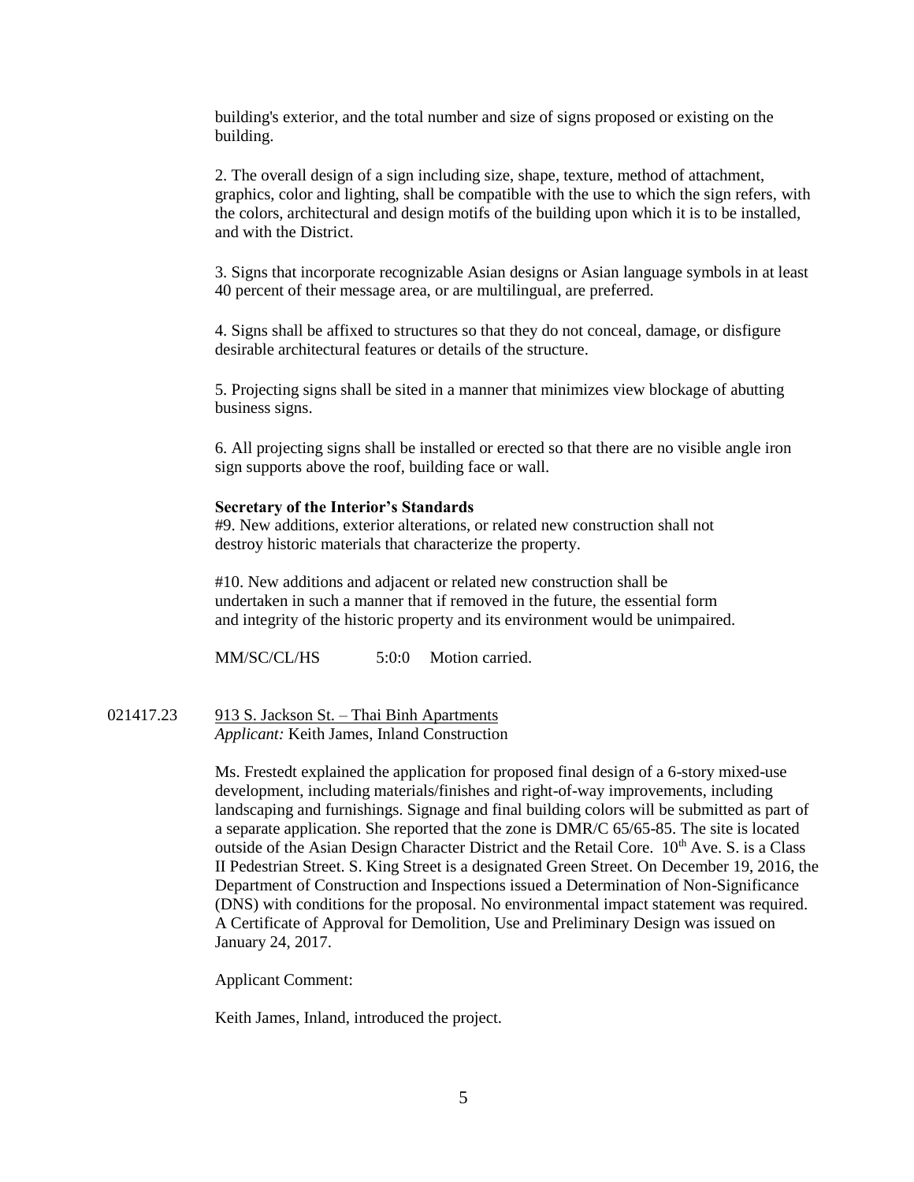building's exterior, and the total number and size of signs proposed or existing on the building.

2. The overall design of a sign including size, shape, texture, method of attachment, graphics, color and lighting, shall be compatible with the use to which the sign refers, with the colors, architectural and design motifs of the building upon which it is to be installed, and with the District.

3. Signs that incorporate recognizable Asian designs or Asian language symbols in at least 40 percent of their message area, or are multilingual, are preferred.

4. Signs shall be affixed to structures so that they do not conceal, damage, or disfigure desirable architectural features or details of the structure.

5. Projecting signs shall be sited in a manner that minimizes view blockage of abutting business signs.

6. All projecting signs shall be installed or erected so that there are no visible angle iron sign supports above the roof, building face or wall.

**Secretary of the Interior's Standards**
#9. New additions, exterior alterations, or related new construction shall not destroy historic materials that characterize the property.

#10. New additions and adjacent or related new construction shall be undertaken in such a manner that if removed in the future, the essential form and integrity of the historic property and its environment would be unimpaired.

MM/SC/CL/HS 5:0:0 Motion carried.

021417.23 913 S. Jackson St. – Thai Binh Apartments
*Applicant:* Keith James, Inland Construction

Ms. Frestedt explained the application for proposed final design of a 6-story mixed-use development, including materials/finishes and right-of-way improvements, including landscaping and furnishings. Signage and final building colors will be submitted as part of a separate application. She reported that the zone is DMR/C 65/65-85. The site is located outside of the Asian Design Character District and the Retail Core. 10th Ave. S. is a Class II Pedestrian Street. S. King Street is a designated Green Street. On December 19, 2016, the Department of Construction and Inspections issued a Determination of Non-Significance (DNS) with conditions for the proposal. No environmental impact statement was required. A Certificate of Approval for Demolition, Use and Preliminary Design was issued on January 24, 2017.

Applicant Comment:

Keith James, Inland, introduced the project.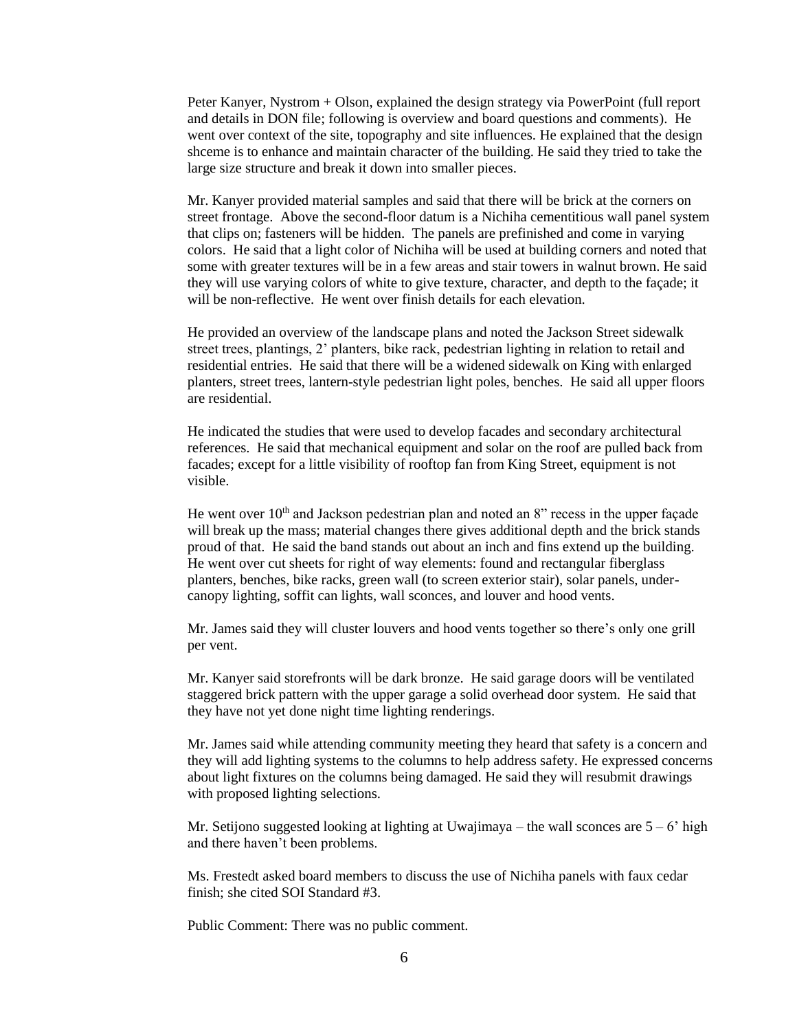Peter Kanyer, Nystrom + Olson, explained the design strategy via PowerPoint (full report and details in DON file; following is overview and board questions and comments). He went over context of the site, topography and site influences. He explained that the design shceme is to enhance and maintain character of the building. He said they tried to take the large size structure and break it down into smaller pieces.

Mr. Kanyer provided material samples and said that there will be brick at the corners on street frontage. Above the second-floor datum is a Nichiha cementitious wall panel system that clips on; fasteners will be hidden. The panels are prefinished and come in varying colors. He said that a light color of Nichiha will be used at building corners and noted that some with greater textures will be in a few areas and stair towers in walnut brown. He said they will use varying colors of white to give texture, character, and depth to the façade; it will be non-reflective. He went over finish details for each elevation.

He provided an overview of the landscape plans and noted the Jackson Street sidewalk street trees, plantings, 2' planters, bike rack, pedestrian lighting in relation to retail and residential entries. He said that there will be a widened sidewalk on King with enlarged planters, street trees, lantern-style pedestrian light poles, benches. He said all upper floors are residential.

He indicated the studies that were used to develop facades and secondary architectural references. He said that mechanical equipment and solar on the roof are pulled back from facades; except for a little visibility of rooftop fan from King Street, equipment is not visible.

He went over 10th and Jackson pedestrian plan and noted an 8" recess in the upper façade will break up the mass; material changes there gives additional depth and the brick stands proud of that. He said the band stands out about an inch and fins extend up the building. He went over cut sheets for right of way elements: found and rectangular fiberglass planters, benches, bike racks, green wall (to screen exterior stair), solar panels, under-canopy lighting, soffit can lights, wall sconces, and louver and hood vents.

Mr. James said they will cluster louvers and hood vents together so there's only one grill per vent.

Mr. Kanyer said storefronts will be dark bronze. He said garage doors will be ventilated staggered brick pattern with the upper garage a solid overhead door system. He said that they have not yet done night time lighting renderings.

Mr. James said while attending community meeting they heard that safety is a concern and they will add lighting systems to the columns to help address safety. He expressed concerns about light fixtures on the columns being damaged. He said they will resubmit drawings with proposed lighting selections.

Mr. Setijono suggested looking at lighting at Uwajimaya – the wall sconces are 5 – 6' high and there haven't been problems.

Ms. Frestedt asked board members to discuss the use of Nichiha panels with faux cedar finish; she cited SOI Standard #3.

Public Comment: There was no public comment.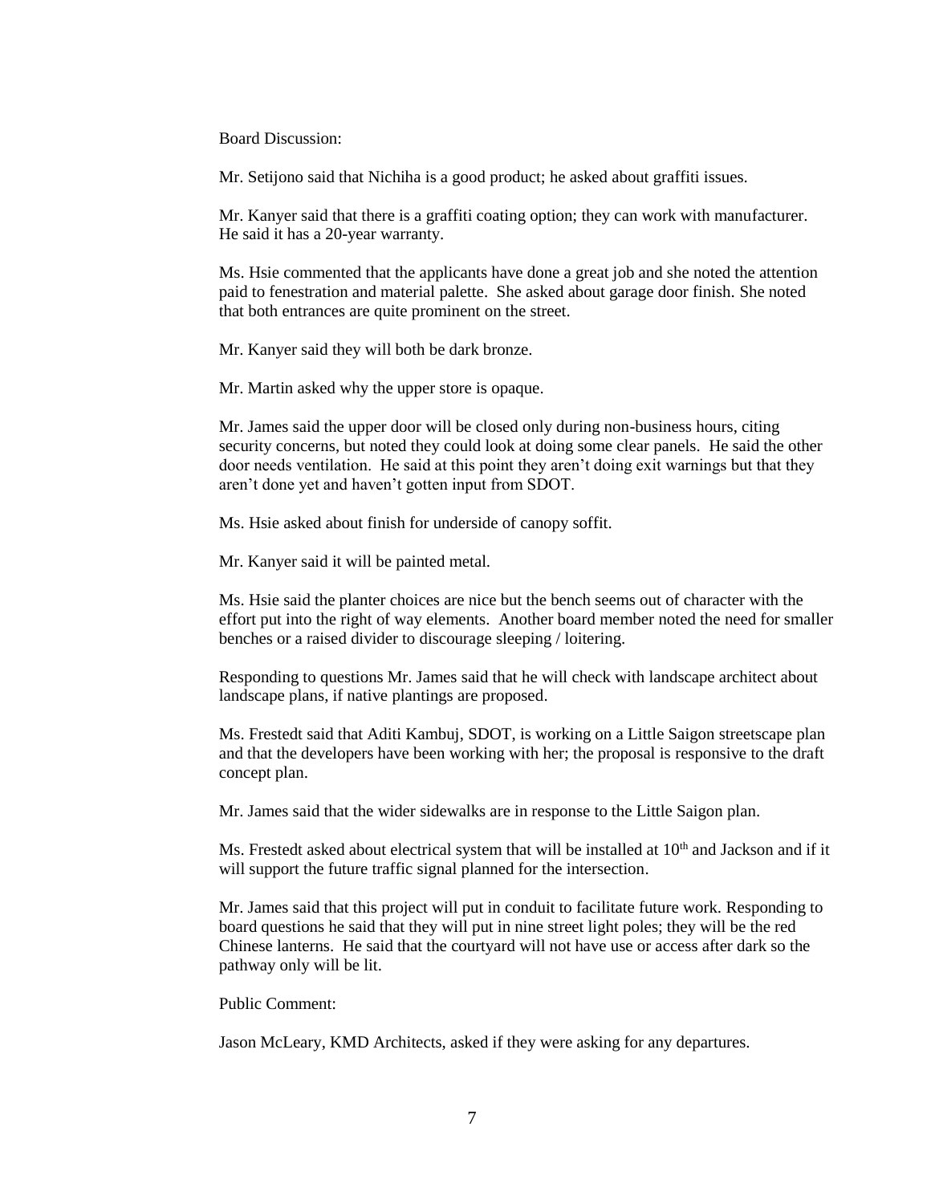Board Discussion:

Mr. Setijono said that Nichiha is a good product; he asked about graffiti issues.

Mr. Kanyer said that there is a graffiti coating option; they can work with manufacturer. He said it has a 20-year warranty.

Ms. Hsie commented that the applicants have done a great job and she noted the attention paid to fenestration and material palette. She asked about garage door finish. She noted that both entrances are quite prominent on the street.

Mr. Kanyer said they will both be dark bronze.

Mr. Martin asked why the upper store is opaque.

Mr. James said the upper door will be closed only during non-business hours, citing security concerns, but noted they could look at doing some clear panels. He said the other door needs ventilation. He said at this point they aren't doing exit warnings but that they aren't done yet and haven't gotten input from SDOT.

Ms. Hsie asked about finish for underside of canopy soffit.

Mr. Kanyer said it will be painted metal.

Ms. Hsie said the planter choices are nice but the bench seems out of character with the effort put into the right of way elements. Another board member noted the need for smaller benches or a raised divider to discourage sleeping / loitering.

Responding to questions Mr. James said that he will check with landscape architect about landscape plans, if native plantings are proposed.

Ms. Frestedt said that Aditi Kambuj, SDOT, is working on a Little Saigon streetscape plan and that the developers have been working with her; the proposal is responsive to the draft concept plan.

Mr. James said that the wider sidewalks are in response to the Little Saigon plan.

Ms. Frestedt asked about electrical system that will be installed at 10th and Jackson and if it will support the future traffic signal planned for the intersection.

Mr. James said that this project will put in conduit to facilitate future work. Responding to board questions he said that they will put in nine street light poles; they will be the red Chinese lanterns. He said that the courtyard will not have use or access after dark so the pathway only will be lit.

Public Comment:

Jason McLeary, KMD Architects, asked if they were asking for any departures.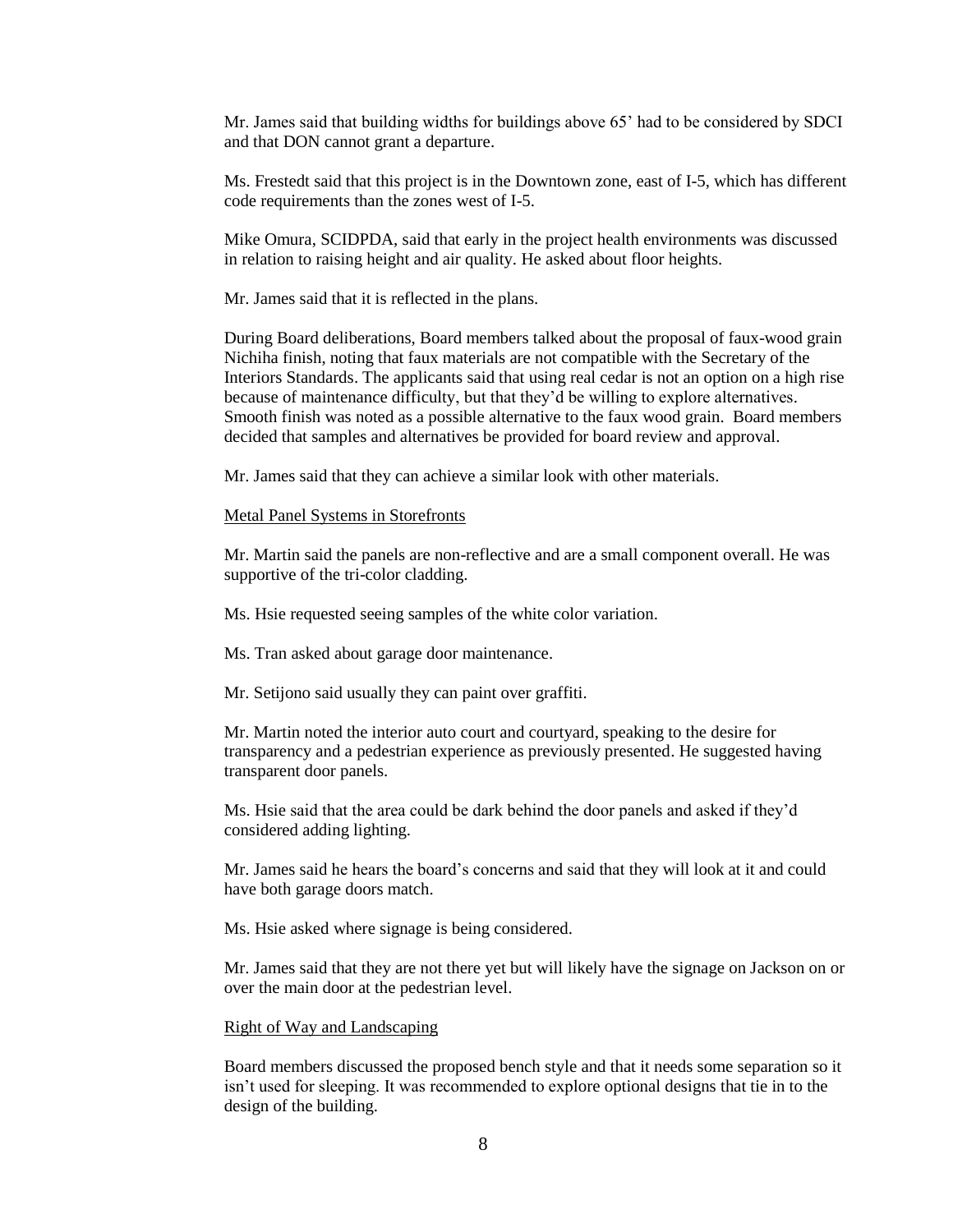Mr. James said that building widths for buildings above 65' had to be considered by SDCI and that DON cannot grant a departure.

Ms. Frestedt said that this project is in the Downtown zone, east of I-5, which has different code requirements than the zones west of I-5.

Mike Omura, SCIDPDA, said that early in the project health environments was discussed in relation to raising height and air quality. He asked about floor heights.

Mr. James said that it is reflected in the plans.

During Board deliberations, Board members talked about the proposal of faux-wood grain Nichiha finish, noting that faux materials are not compatible with the Secretary of the Interiors Standards. The applicants said that using real cedar is not an option on a high rise because of maintenance difficulty, but that they'd be willing to explore alternatives. Smooth finish was noted as a possible alternative to the faux wood grain. Board members decided that samples and alternatives be provided for board review and approval.

Mr. James said that they can achieve a similar look with other materials.

<u>Metal Panel Systems in Storefronts</u>

Mr. Martin said the panels are non-reflective and are a small component overall. He was supportive of the tri-color cladding.

Ms. Hsie requested seeing samples of the white color variation.

Ms. Tran asked about garage door maintenance.

Mr. Setijono said usually they can paint over graffiti.

Mr. Martin noted the interior auto court and courtyard, speaking to the desire for transparency and a pedestrian experience as previously presented. He suggested having transparent door panels.

Ms. Hsie said that the area could be dark behind the door panels and asked if they'd considered adding lighting.

Mr. James said he hears the board's concerns and said that they will look at it and could have both garage doors match.

Ms. Hsie asked where signage is being considered.

Mr. James said that they are not there yet but will likely have the signage on Jackson on or over the main door at the pedestrian level.

<u>Right of Way and Landscaping</u>

Board members discussed the proposed bench style and that it needs some separation so it isn't used for sleeping. It was recommended to explore optional designs that tie in to the design of the building.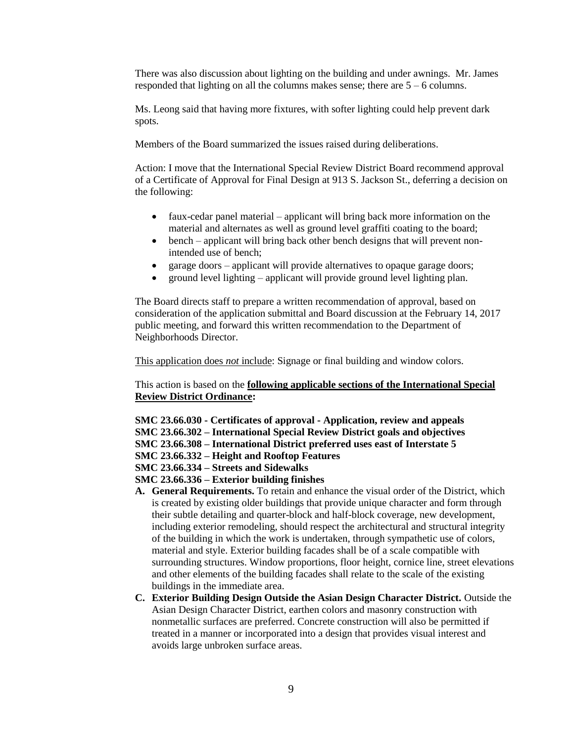There was also discussion about lighting on the building and under awnings. Mr. James responded that lighting on all the columns makes sense; there are 5 – 6 columns.

Ms. Leong said that having more fixtures, with softer lighting could help prevent dark spots.

Members of the Board summarized the issues raised during deliberations.

Action: I move that the International Special Review District Board recommend approval of a Certificate of Approval for Final Design at 913 S. Jackson St., deferring a decision on the following:

- faux-cedar panel material – applicant will bring back more information on the material and alternates as well as ground level graffiti coating to the board;
- bench – applicant will bring back other bench designs that will prevent non-intended use of bench;
- garage doors – applicant will provide alternatives to opaque garage doors;
- ground level lighting – applicant will provide ground level lighting plan.

The Board directs staff to prepare a written recommendation of approval, based on consideration of the application submittal and Board discussion at the February 14, 2017 public meeting, and forward this written recommendation to the Department of Neighborhoods Director.

<u>This application does *not* include</u>: Signage or final building and window colors.

This action is based on the **<u>following applicable sections of the International Special Review District Ordinance</u>:**

**SMC 23.66.030 - Certificates of approval - Application, review and appeals**
**SMC 23.66.302 – International Special Review District goals and objectives**
**SMC 23.66.308 – International District preferred uses east of Interstate 5**
**SMC 23.66.332 – Height and Rooftop Features**
**SMC 23.66.334 – Streets and Sidewalks**
**SMC 23.66.336 – Exterior building finishes**

**A. General Requirements.** To retain and enhance the visual order of the District, which is created by existing older buildings that provide unique character and form through their subtle detailing and quarter-block and half-block coverage, new development, including exterior remodeling, should respect the architectural and structural integrity of the building in which the work is undertaken, through sympathetic use of colors, material and style. Exterior building facades shall be of a scale compatible with surrounding structures. Window proportions, floor height, cornice line, street elevations and other elements of the building facades shall relate to the scale of the existing buildings in the immediate area.

**C. Exterior Building Design Outside the Asian Design Character District.** Outside the Asian Design Character District, earthen colors and masonry construction with nonmetallic surfaces are preferred. Concrete construction will also be permitted if treated in a manner or incorporated into a design that provides visual interest and avoids large unbroken surface areas.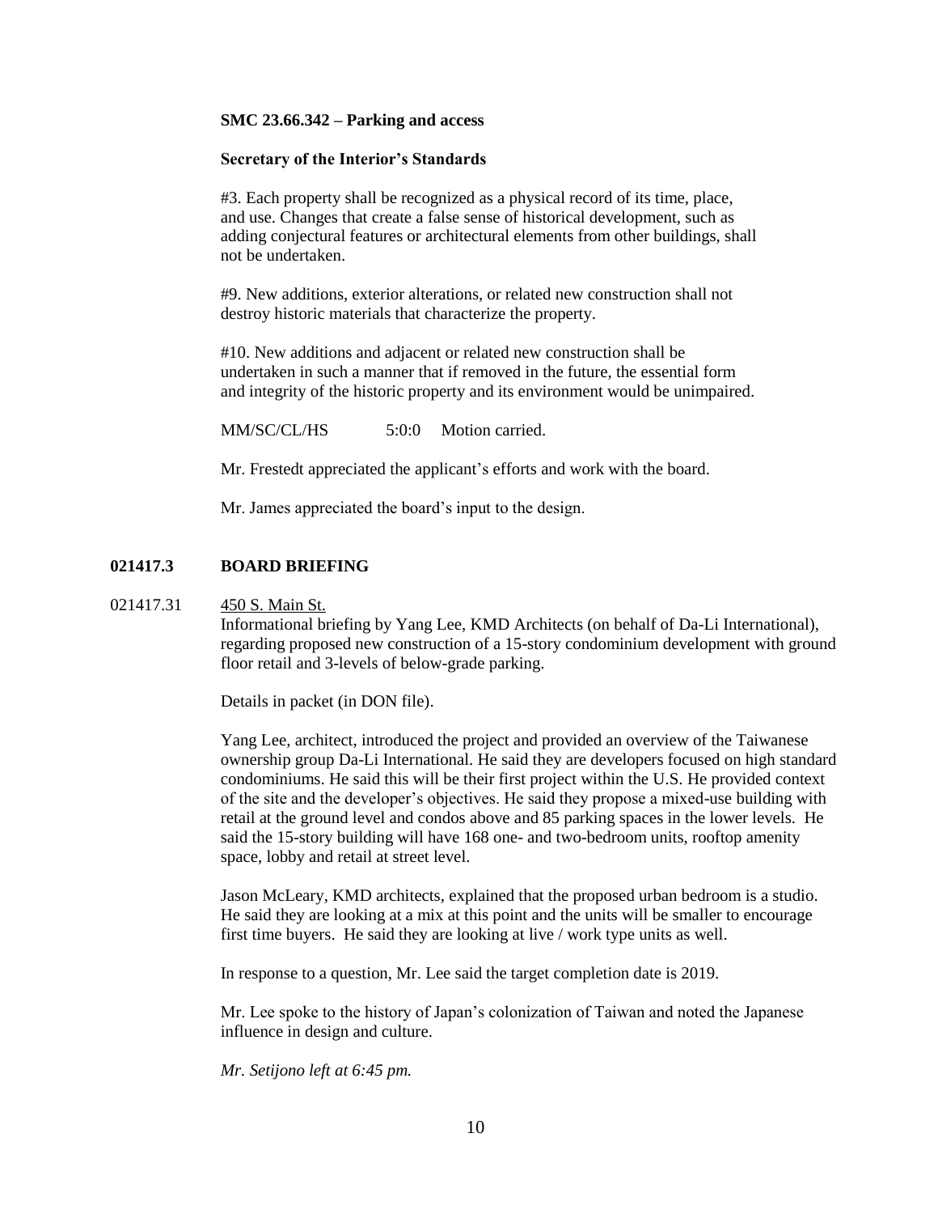**SMC 23.66.342 – Parking and access**

**Secretary of the Interior's Standards**

#3. Each property shall be recognized as a physical record of its time, place, and use. Changes that create a false sense of historical development, such as adding conjectural features or architectural elements from other buildings, shall not be undertaken.

#9. New additions, exterior alterations, or related new construction shall not destroy historic materials that characterize the property.

#10. New additions and adjacent or related new construction shall be undertaken in such a manner that if removed in the future, the essential form and integrity of the historic property and its environment would be unimpaired.

MM/SC/CL/HS 5:0:0 Motion carried.

Mr. Frestedt appreciated the applicant's efforts and work with the board.

Mr. James appreciated the board's input to the design.

**021417.3 BOARD BRIEFING**

021417.31 450 S. Main St.

Informational briefing by Yang Lee, KMD Architects (on behalf of Da-Li International), regarding proposed new construction of a 15-story condominium development with ground floor retail and 3-levels of below-grade parking.

Details in packet (in DON file).

Yang Lee, architect, introduced the project and provided an overview of the Taiwanese ownership group Da-Li International. He said they are developers focused on high standard condominiums. He said this will be their first project within the U.S. He provided context of the site and the developer's objectives. He said they propose a mixed-use building with retail at the ground level and condos above and 85 parking spaces in the lower levels. He said the 15-story building will have 168 one- and two-bedroom units, rooftop amenity space, lobby and retail at street level.

Jason McLeary, KMD architects, explained that the proposed urban bedroom is a studio. He said they are looking at a mix at this point and the units will be smaller to encourage first time buyers. He said they are looking at live / work type units as well.

In response to a question, Mr. Lee said the target completion date is 2019.

Mr. Lee spoke to the history of Japan's colonization of Taiwan and noted the Japanese influence in design and culture.

*Mr. Setijono left at 6:45 pm.*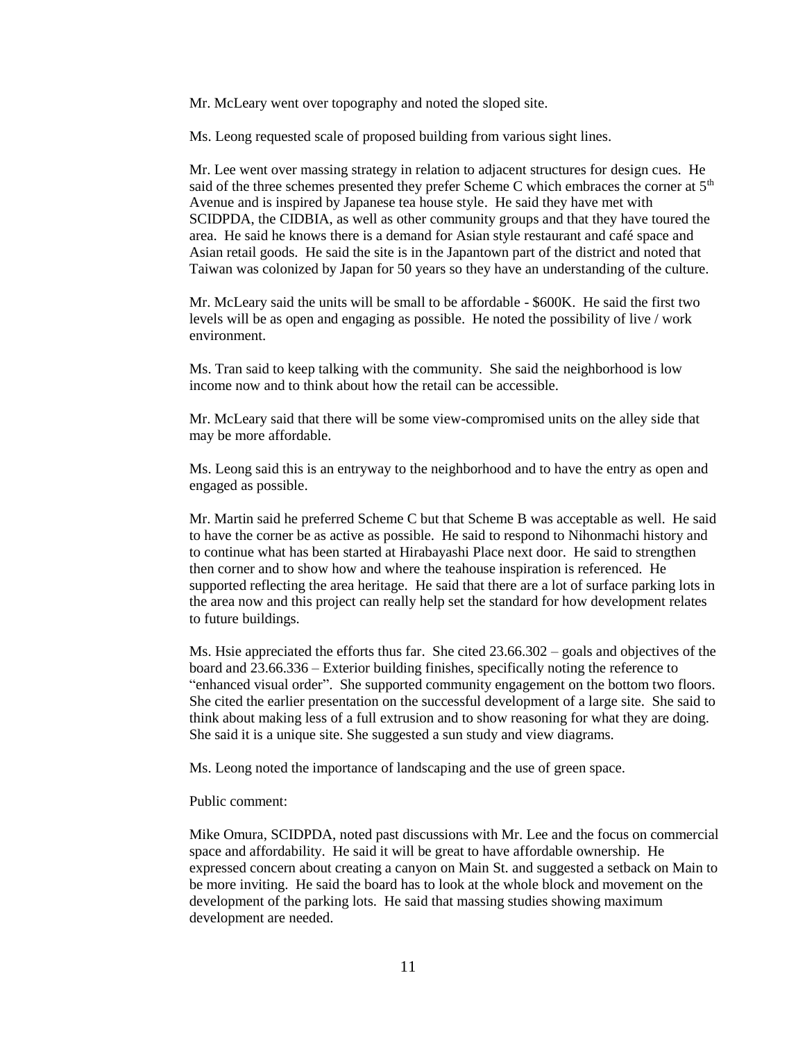Mr. McLeary went over topography and noted the sloped site.

Ms. Leong requested scale of proposed building from various sight lines.

Mr. Lee went over massing strategy in relation to adjacent structures for design cues. He said of the three schemes presented they prefer Scheme C which embraces the corner at 5th Avenue and is inspired by Japanese tea house style. He said they have met with SCIDPDA, the CIDBIA, as well as other community groups and that they have toured the area. He said he knows there is a demand for Asian style restaurant and café space and Asian retail goods. He said the site is in the Japantown part of the district and noted that Taiwan was colonized by Japan for 50 years so they have an understanding of the culture.

Mr. McLeary said the units will be small to be affordable - $600K. He said the first two levels will be as open and engaging as possible. He noted the possibility of live / work environment.

Ms. Tran said to keep talking with the community. She said the neighborhood is low income now and to think about how the retail can be accessible.

Mr. McLeary said that there will be some view-compromised units on the alley side that may be more affordable.

Ms. Leong said this is an entryway to the neighborhood and to have the entry as open and engaged as possible.

Mr. Martin said he preferred Scheme C but that Scheme B was acceptable as well. He said to have the corner be as active as possible. He said to respond to Nihonmachi history and to continue what has been started at Hirabayashi Place next door. He said to strengthen then corner and to show how and where the teahouse inspiration is referenced. He supported reflecting the area heritage. He said that there are a lot of surface parking lots in the area now and this project can really help set the standard for how development relates to future buildings.

Ms. Hsie appreciated the efforts thus far. She cited 23.66.302 – goals and objectives of the board and 23.66.336 – Exterior building finishes, specifically noting the reference to "enhanced visual order". She supported community engagement on the bottom two floors. She cited the earlier presentation on the successful development of a large site. She said to think about making less of a full extrusion and to show reasoning for what they are doing. She said it is a unique site. She suggested a sun study and view diagrams.

Ms. Leong noted the importance of landscaping and the use of green space.

Public comment:

Mike Omura, SCIDPDA, noted past discussions with Mr. Lee and the focus on commercial space and affordability. He said it will be great to have affordable ownership. He expressed concern about creating a canyon on Main St. and suggested a setback on Main to be more inviting. He said the board has to look at the whole block and movement on the development of the parking lots. He said that massing studies showing maximum development are needed.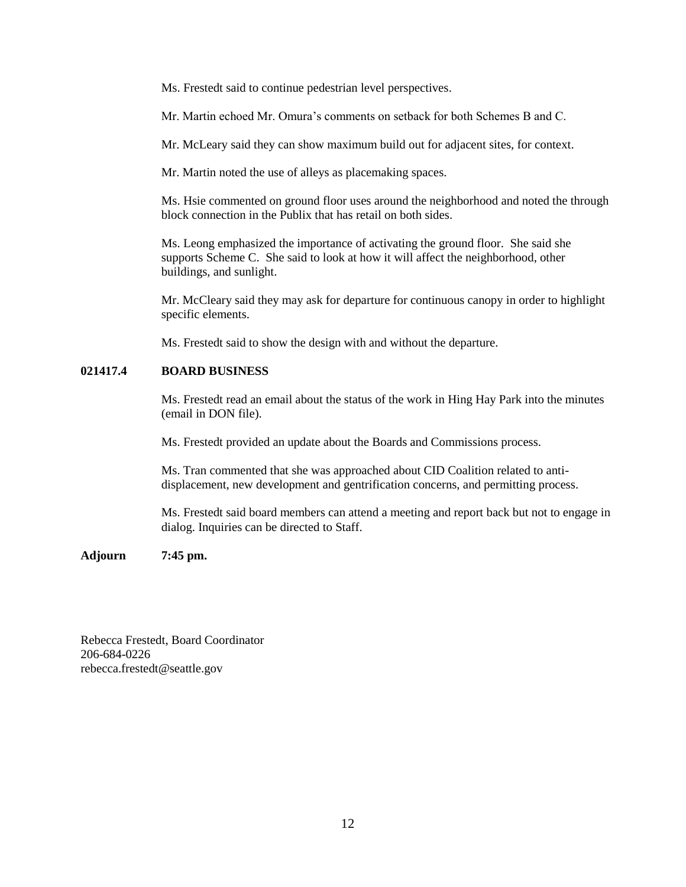Ms. Frestedt said to continue pedestrian level perspectives.

Mr. Martin echoed Mr. Omura's comments on setback for both Schemes B and C.

Mr. McLeary said they can show maximum build out for adjacent sites, for context.

Mr. Martin noted the use of alleys as placemaking spaces.

Ms. Hsie commented on ground floor uses around the neighborhood and noted the through block connection in the Publix that has retail on both sides.

Ms. Leong emphasized the importance of activating the ground floor. She said she supports Scheme C. She said to look at how it will affect the neighborhood, other buildings, and sunlight.

Mr. McCleary said they may ask for departure for continuous canopy in order to highlight specific elements.

Ms. Frestedt said to show the design with and without the departure.

**021417.4 BOARD BUSINESS**

Ms. Frestedt read an email about the status of the work in Hing Hay Park into the minutes (email in DON file).

Ms. Frestedt provided an update about the Boards and Commissions process.

Ms. Tran commented that she was approached about CID Coalition related to anti-displacement, new development and gentrification concerns, and permitting process.

Ms. Frestedt said board members can attend a meeting and report back but not to engage in dialog. Inquiries can be directed to Staff.

**Adjourn 7:45 pm.**

Rebecca Frestedt, Board Coordinator
206-684-0226
rebecca.frestedt@seattle.gov